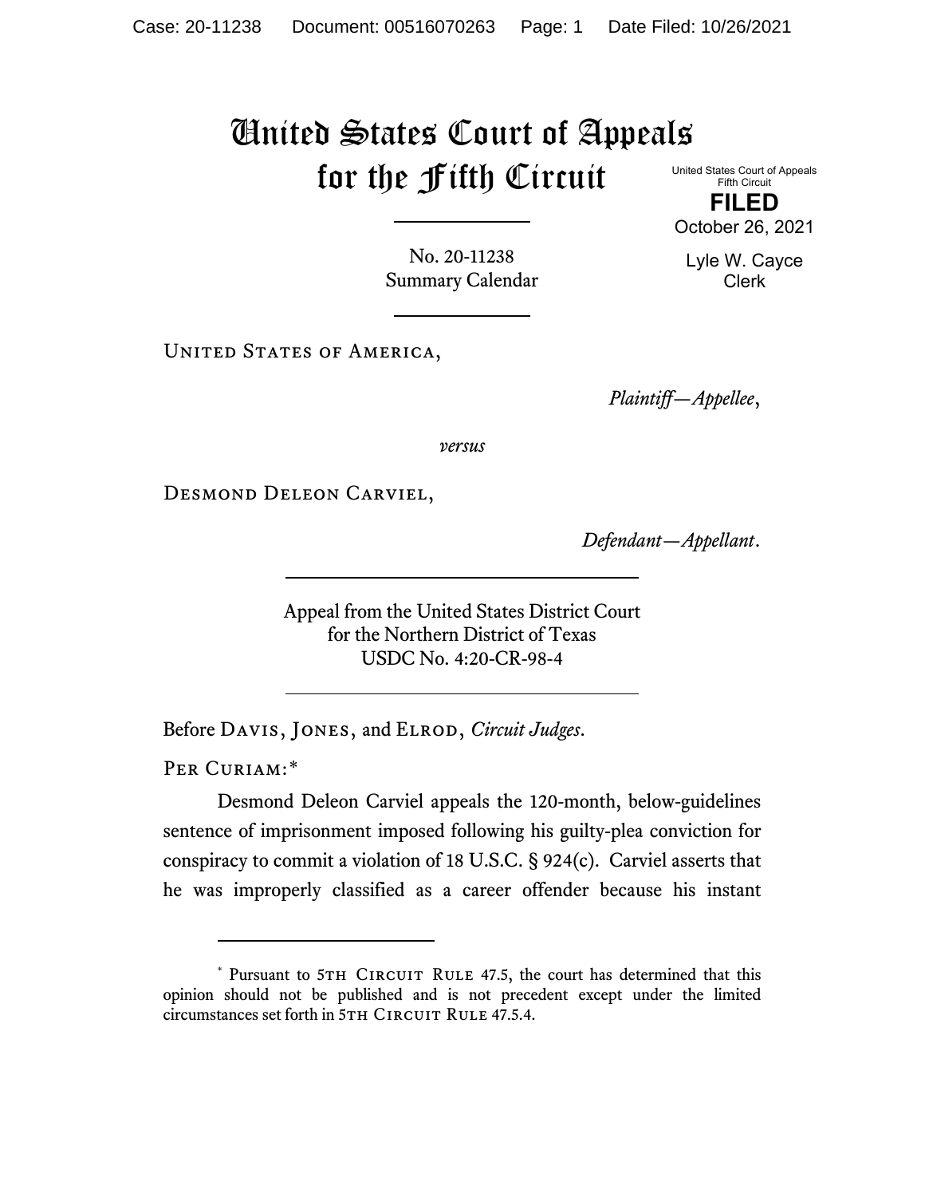# United States Court of Appeals for the Fifth Circuit

United States Court of Appeals
Fifth Circuit

**FILED**

October 26, 2021

Lyle W. Cayce
Clerk

No. 20-11238
Summary Calendar

---

United States of America,

*Plaintiff—Appellee*,

*versus*

Desmond Deleon Carviel,

*Defendant—Appellant*.

---

Appeal from the United States District Court
for the Northern District of Texas
USDC No. 4:20-CR-98-4

---

Before Davis, Jones, and Elrod, *Circuit Judges*.

Per Curiam:*

Desmond Deleon Carviel appeals the 120-month, below-guidelines sentence of imprisonment imposed following his guilty-plea conviction for conspiracy to commit a violation of 18 U.S.C. § 924(c). Carviel asserts that he was improperly classified as a career offender because his instant

---

\* Pursuant to 5th Circuit Rule 47.5, the court has determined that this opinion should not be published and is not precedent except under the limited circumstances set forth in 5th Circuit Rule 47.5.4.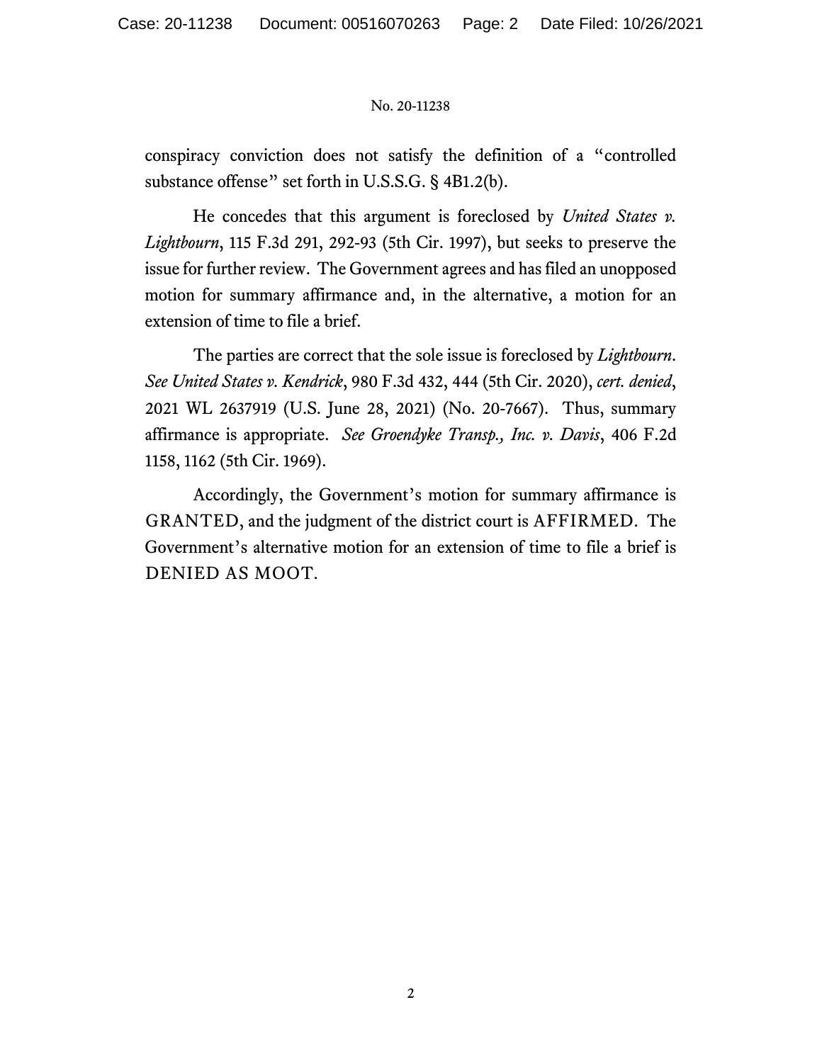conspiracy conviction does not satisfy the definition of a "controlled substance offense" set forth in U.S.S.G. § 4B1.2(b).

He concedes that this argument is foreclosed by *United States v. Lightbourn*, 115 F.3d 291, 292-93 (5th Cir. 1997), but seeks to preserve the issue for further review. The Government agrees and has filed an unopposed motion for summary affirmance and, in the alternative, a motion for an extension of time to file a brief.

The parties are correct that the sole issue is foreclosed by *Lightbourn*. *See United States v. Kendrick*, 980 F.3d 432, 444 (5th Cir. 2020), *cert. denied*, 2021 WL 2637919 (U.S. June 28, 2021) (No. 20-7667). Thus, summary affirmance is appropriate. *See Groendyke Transp., Inc. v. Davis*, 406 F.2d 1158, 1162 (5th Cir. 1969).

Accordingly, the Government's motion for summary affirmance is GRANTED, and the judgment of the district court is AFFIRMED. The Government's alternative motion for an extension of time to file a brief is DENIED AS MOOT.